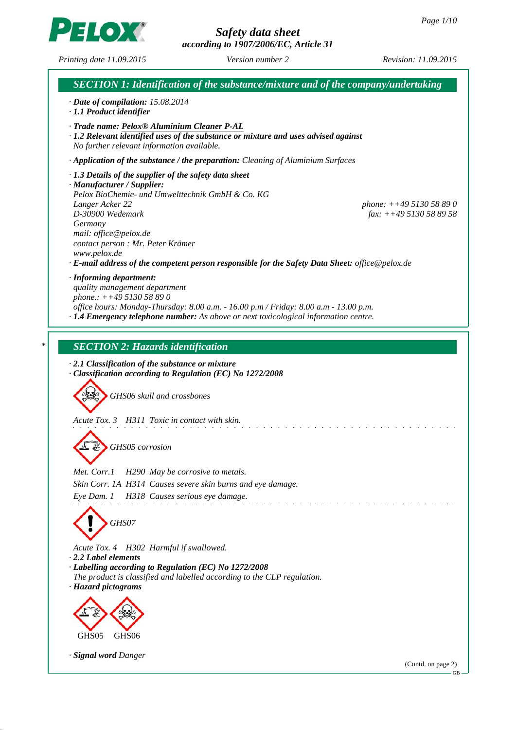# Safety data sheet
**according to 1907/2006/EC, Article 31**

*Printing date 11.09.2015* *Version number 2* *Revision: 11.09.2015*

## SECTION 1: Identification of the substance/mixture and of the company/undertaking

- **Date of compilation:** 15.08.2014
- **1.1 Product identifier**
- **Trade name: Pelox® Aluminium Cleaner P-AL**
- **1.2 Relevant identified uses of the substance or mixture and uses advised against**
  No further relevant information available.
- **Application of the substance / the preparation:** Cleaning of Aluminium Surfaces
- **1.3 Details of the supplier of the safety data sheet**
- **Manufacturer / Supplier:**
  Pelox BioChemie- und Umwelttechnik GmbH & Co. KG
  Langer Acker 22
  D-30900 Wedemark
  Germany
  mail: office@pelox.de
  contact person : Mr. Peter Krämer
  www.pelox.de
  phone: ++49 5130 58 89 0
  fax: ++49 5130 58 89 58
- **E-mail address of the competent person responsible for the Safety Data Sheet:** office@pelox.de
- **Informing department:**
  quality management department
  phone.: ++49 5130 58 89 0
  office hours: Monday-Thursday: 8.00 a.m. - 16.00 p.m / Friday: 8.00 a.m - 13.00 p.m.
- **1.4 Emergency telephone number:** As above or next toxicological information centre.

## SECTION 2: Hazards identification

- **2.1 Classification of the substance or mixture**
- **Classification according to Regulation (EC) No 1272/2008**

GHS06 skull and crossbones

Acute Tox. 3 H311 Toxic in contact with skin.

GHS05 corrosion

Met. Corr.1 H290 May be corrosive to metals.
Skin Corr. 1A H314 Causes severe skin burns and eye damage.
Eye Dam. 1 H318 Causes serious eye damage.

GHS07

Acute Tox. 4 H302 Harmful if swallowed.

- **2.2 Label elements**
- **Labelling according to Regulation (EC) No 1272/2008**
  The product is classified and labelled according to the CLP regulation.
- **Hazard pictograms**

GHS05 GHS06

- **Signal word** Danger

(Contd. on page 2)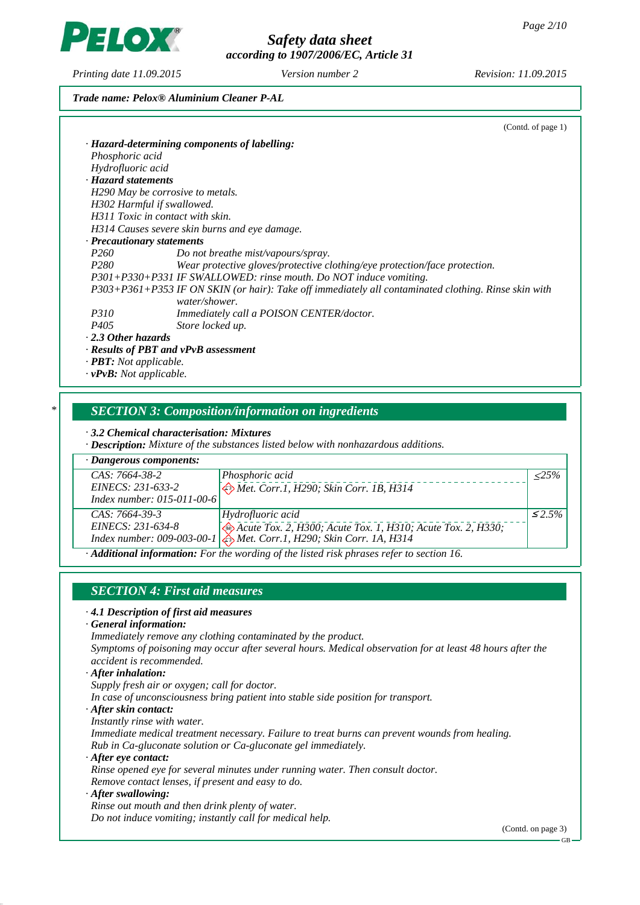Trade name: Pelox® Aluminium Cleaner P-AL

(Contd. of page 1)

· **Hazard-determining components of labelling:**
Phosphoric acid
Hydrofluoric acid

· **Hazard statements**
H290 May be corrosive to metals.
H302 Harmful if swallowed.
H311 Toxic in contact with skin.
H314 Causes severe skin burns and eye damage.

· **Precautionary statements**

| | |
|---|---|
| P260 | Do not breathe mist/vapours/spray. |
| P280 | Wear protective gloves/protective clothing/eye protection/face protection. |
| P301+P330+P331 | IF SWALLOWED: rinse mouth. Do NOT induce vomiting. |
| P303+P361+P353 | IF ON SKIN (or hair): Take off immediately all contaminated clothing. Rinse skin with water/shower. |
| P310 | Immediately call a POISON CENTER/doctor. |
| P405 | Store locked up. |

· **2.3 Other hazards**
· **Results of PBT and vPvB assessment**
· **PBT:** Not applicable.
· **vPvB:** Not applicable.

## * SECTION 3: Composition/information on ingredients

· **3.2 Chemical characterisation: Mixtures**
· **Description:** Mixture of the substances listed below with nonhazardous additions.

· **Dangerous components:**

| | | |
|---|---|---|
| CAS: 7664-38-2<br>EINECS: 231-633-2<br>Index number: 015-011-00-6 | Phosphoric acid<br>Met. Corr.1, H290; Skin Corr. 1B, H314 | ≤25% |
| CAS: 7664-39-3<br>EINECS: 231-634-8<br>Index number: 009-003-00-1 | Hydrofluoric acid<br>Acute Tox. 2, H300; Acute Tox. 1, H310; Acute Tox. 2, H330;<br>Met. Corr.1, H290; Skin Corr. 1A, H314 | ≤2.5% |

· **Additional information:** For the wording of the listed risk phrases refer to section 16.

## SECTION 4: First aid measures

· **4.1 Description of first aid measures**

· **General information:**
Immediately remove any clothing contaminated by the product.
Symptoms of poisoning may occur after several hours. Medical observation for at least 48 hours after the accident is recommended.

· **After inhalation:**
Supply fresh air or oxygen; call for doctor.
In case of unconsciousness bring patient into stable side position for transport.

· **After skin contact:**
Instantly rinse with water.
Immediate medical treatment necessary. Failure to treat burns can prevent wounds from healing.
Rub in Ca-gluconate solution or Ca-gluconate gel immediately.

· **After eye contact:**
Rinse opened eye for several minutes under running water. Then consult doctor.
Remove contact lenses, if present and easy to do.

· **After swallowing:**
Rinse out mouth and then drink plenty of water.
Do not induce vomiting; instantly call for medical help.

(Contd. on page 3)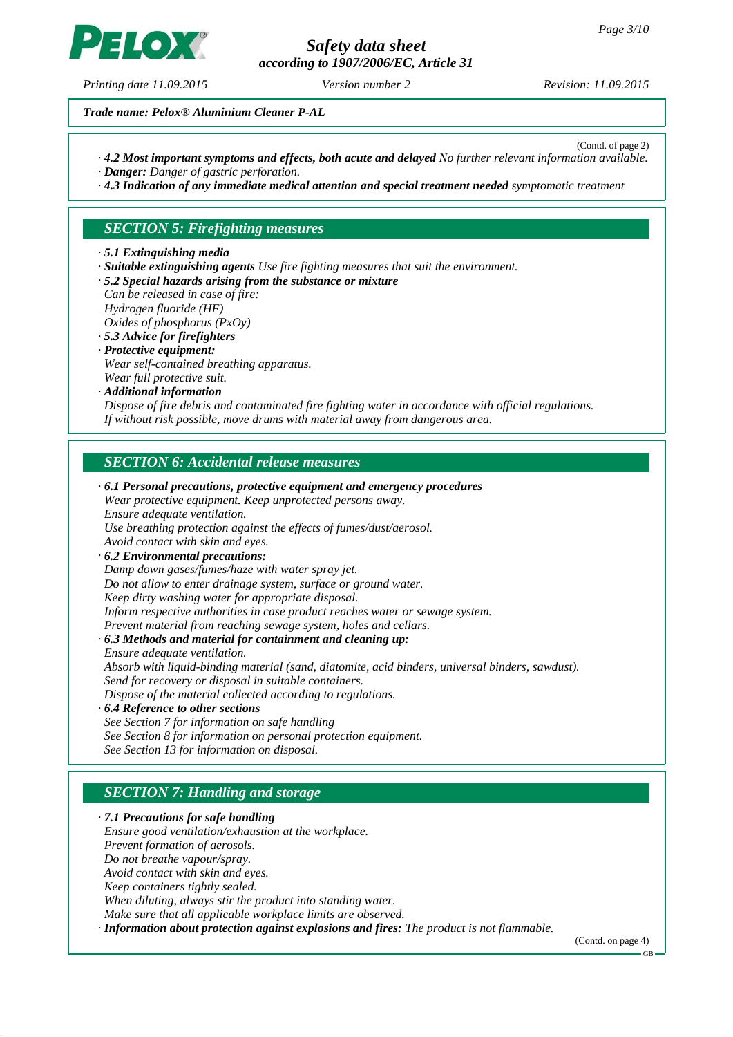*Trade name: Pelox® Aluminium Cleaner P-AL*

(Contd. of page 2)

· **4.2 Most important symptoms and effects, both acute and delayed** No further relevant information available.
· **Danger:** Danger of gastric perforation.
· **4.3 Indication of any immediate medical attention and special treatment needed** symptomatic treatment

## SECTION 5: Firefighting measures

· **5.1 Extinguishing media**
· **Suitable extinguishing agents** Use fire fighting measures that suit the environment.
· **5.2 Special hazards arising from the substance or mixture**
Can be released in case of fire:
Hydrogen fluoride (HF)
Oxides of phosphorus (PxOy)
· **5.3 Advice for firefighters**
· **Protective equipment:**
Wear self-contained breathing apparatus.
Wear full protective suit.
· **Additional information**
Dispose of fire debris and contaminated fire fighting water in accordance with official regulations.
If without risk possible, move drums with material away from dangerous area.

## SECTION 6: Accidental release measures

· **6.1 Personal precautions, protective equipment and emergency procedures**
Wear protective equipment. Keep unprotected persons away.
Ensure adequate ventilation.
Use breathing protection against the effects of fumes/dust/aerosol.
Avoid contact with skin and eyes.
· **6.2 Environmental precautions:**
Damp down gases/fumes/haze with water spray jet.
Do not allow to enter drainage system, surface or ground water.
Keep dirty washing water for appropriate disposal.
Inform respective authorities in case product reaches water or sewage system.
Prevent material from reaching sewage system, holes and cellars.
· **6.3 Methods and material for containment and cleaning up:**
Ensure adequate ventilation.
Absorb with liquid-binding material (sand, diatomite, acid binders, universal binders, sawdust).
Send for recovery or disposal in suitable containers.
Dispose of the material collected according to regulations.
· **6.4 Reference to other sections**
See Section 7 for information on safe handling
See Section 8 for information on personal protection equipment.
See Section 13 for information on disposal.

## SECTION 7: Handling and storage

· **7.1 Precautions for safe handling**
Ensure good ventilation/exhaustion at the workplace.
Prevent formation of aerosols.
Do not breathe vapour/spray.
Avoid contact with skin and eyes.
Keep containers tightly sealed.
When diluting, always stir the product into standing water.
Make sure that all applicable workplace limits are observed.
· **Information about protection against explosions and fires:** The product is not flammable.

(Contd. on page 4)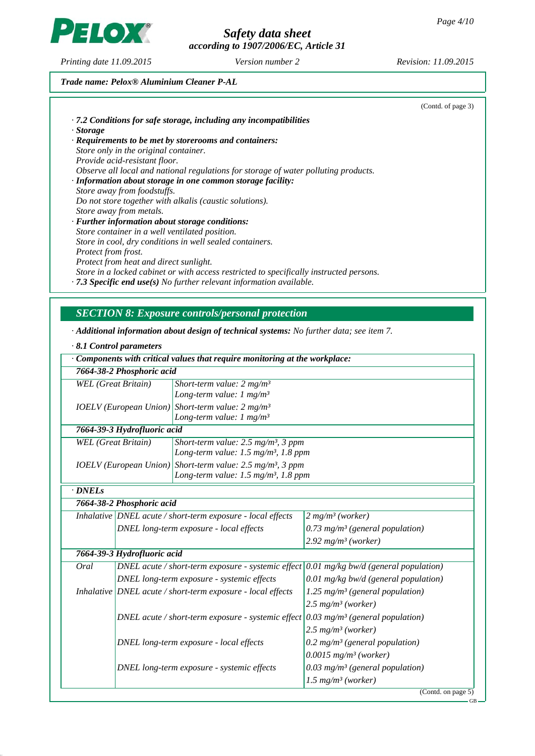Trade name: Pelox® Aluminium Cleaner P-AL

(Contd. of page 3)

· **7.2 Conditions for safe storage, including any incompatibilities**
· **Storage**
· **Requirements to be met by storerooms and containers:**
Store only in the original container.
Provide acid-resistant floor.
Observe all local and national regulations for storage of water polluting products.
· **Information about storage in one common storage facility:**
Store away from foodstuffs.
Do not store together with alkalis (caustic solutions).
Store away from metals.
· **Further information about storage conditions:**
Store container in a well ventilated position.
Store in cool, dry conditions in well sealed containers.
Protect from frost.
Protect from heat and direct sunlight.
Store in a locked cabinet or with access restricted to specifically instructed persons.
· **7.3 Specific end use(s)** No further relevant information available.

## SECTION 8: Exposure controls/personal protection

· **Additional information about design of technical systems:** No further data; see item 7.

· **8.1 Control parameters**

| · Components with critical values that require monitoring at the workplace: | |
|---|---|
| **7664-38-2 Phosphoric acid** | |
| WEL (Great Britain) | Short-term value: 2 mg/m³<br>Long-term value: 1 mg/m³ |
| IOELV (European Union) | Short-term value: 2 mg/m³<br>Long-term value: 1 mg/m³ |
| **7664-39-3 Hydrofluoric acid** | |
| WEL (Great Britain) | Short-term value: 2.5 mg/m³, 3 ppm<br>Long-term value: 1.5 mg/m³, 1.8 ppm |
| IOELV (European Union) | Short-term value: 2.5 mg/m³, 3 ppm<br>Long-term value: 1.5 mg/m³, 1.8 ppm |

| · DNELs | | |
|---|---|---|
| **7664-38-2 Phosphoric acid** | | |
| Inhalative | DNEL acute / short-term exposure - local effects | 2 mg/m³ (worker) |
| | DNEL long-term exposure - local effects | 0.73 mg/m³ (general population) |
| | | 2.92 mg/m³ (worker) |
| **7664-39-3 Hydrofluoric acid** | | |
| Oral | DNEL acute / short-term exposure - systemic effect | 0.01 mg/kg bw/d (general population) |
| | DNEL long-term exposure - systemic effects | 0.01 mg/kg bw/d (general population) |
| Inhalative | DNEL acute / short-term exposure - local effects | 1.25 mg/m³ (general population) |
| | | 2.5 mg/m³ (worker) |
| | DNEL acute / short-term exposure - systemic effect | 0.03 mg/m³ (general population) |
| | | 2.5 mg/m³ (worker) |
| | DNEL long-term exposure - local effects | 0.2 mg/m³ (general population) |
| | | 0.0015 mg/m³ (worker) |
| | DNEL long-term exposure - systemic effects | 0.03 mg/m³ (general population) |
| | | 1.5 mg/m³ (worker) |

(Contd. on page 5)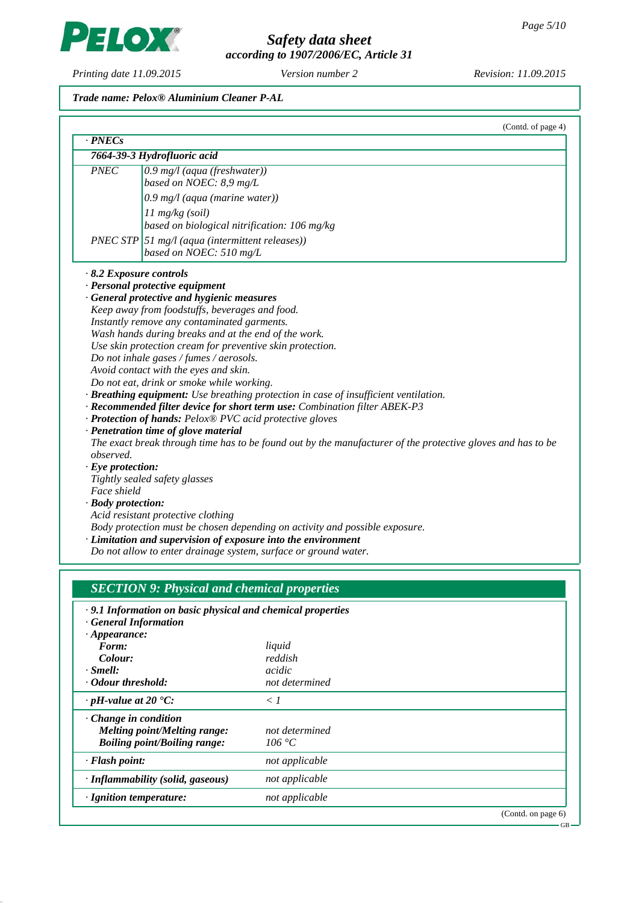Trade name: Pelox® Aluminium Cleaner P-AL

(Contd. of page 4)

· **PNECs**

| 7664-39-3 Hydrofluoric acid | |
|---|---|
| PNEC | 0.9 mg/l (aqua (freshwater)) based on NOEC: 8,9 mg/L |
| | 0.9 mg/l (aqua (marine water)) |
| | 11 mg/kg (soil) based on biological nitrification: 106 mg/kg |
| PNEC STP | 51 mg/l (aqua (intermittent releases)) based on NOEC: 510 mg/L |

· **8.2 Exposure controls**
· **Personal protective equipment**
· **General protective and hygienic measures**
Keep away from foodstuffs, beverages and food.
Instantly remove any contaminated garments.
Wash hands during breaks and at the end of the work.
Use skin protection cream for preventive skin protection.
Do not inhale gases / fumes / aerosols.
Avoid contact with the eyes and skin.
Do not eat, drink or smoke while working.
· **Breathing equipment:** Use breathing protection in case of insufficient ventilation.
· **Recommended filter device for short term use:** Combination filter ABEK-P3
· **Protection of hands:** Pelox® PVC acid protective gloves
· **Penetration time of glove material**
The exact break through time has to be found out by the manufacturer of the protective gloves and has to be observed.
· **Eye protection:**
Tightly sealed safety glasses
Face shield
· **Body protection:**
Acid resistant protective clothing
Body protection must be chosen depending on activity and possible exposure.
· **Limitation and supervision of exposure into the environment**
Do not allow to enter drainage system, surface or ground water.

## SECTION 9: Physical and chemical properties

· **9.1 Information on basic physical and chemical properties**
· **General Information**

| | |
|---|---|
| · **Appearance:** | |
| **Form:** | liquid |
| **Colour:** | reddish |
| · **Smell:** | acidic |
| · **Odour threshold:** | not determined |
| · **pH-value at 20 °C:** | < 1 |
| · **Change in condition** | |
| **Melting point/Melting range:** | not determined |
| **Boiling point/Boiling range:** | 106 °C |
| · **Flash point:** | not applicable |
| · **Inflammability (solid, gaseous)** | not applicable |
| · **Ignition temperature:** | not applicable |

(Contd. on page 6)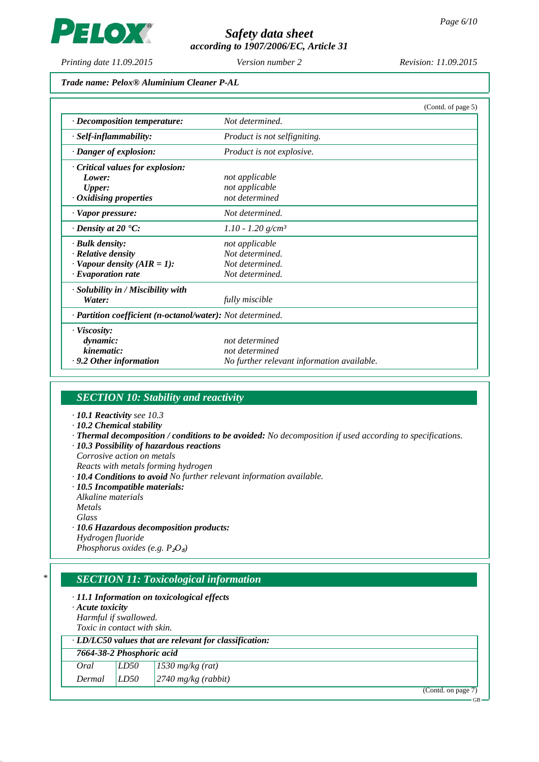**Trade name: Pelox® Aluminium Cleaner P-AL**

(Contd. of page 5)

| | |
|---|---|
| · **Decomposition temperature:** | Not determined. |
| · **Self-inflammability:** | Product is not selfigniting. |
| · **Danger of explosion:** | Product is not explosive. |
| · **Critical values for explosion:** | |
| **Lower:** | not applicable |
| **Upper:** | not applicable |
| · **Oxidising properties** | not determined |
| · **Vapor pressure:** | Not determined. |
| · **Density at 20 °C:** | 1.10 - 1.20 g/cm³ |
| · **Bulk density:** | not applicable |
| · **Relative density** | Not determined. |
| · **Vapour density (AIR = 1):** | Not determined. |
| · **Evaporation rate** | Not determined. |
| · **Solubility in / Miscibility with** | |
| **Water:** | fully miscible |
| · **Partition coefficient (n-octanol/water):** | Not determined. |
| · **Viscosity:** | |
| **dynamic:** | not determined |
| **kinematic:** | not determined |
| · **9.2 Other information** | No further relevant information available. |

## SECTION 10: Stability and reactivity

- · **10.1 Reactivity** see 10.3
- · **10.2 Chemical stability**
- · **Thermal decomposition / conditions to be avoided:** No decomposition if used according to specifications.
- · **10.3 Possibility of hazardous reactions**
  Corrosive action on metals
  Reacts with metals forming hydrogen
- · **10.4 Conditions to avoid** No further relevant information available.
- · **10.5 Incompatible materials:**
  Alkaline materials
  Metals
  Glass
- · **10.6 Hazardous decomposition products:**
  Hydrogen fluoride
  Phosphorus oxides (e.g. $P_2O_5$)

## SECTION 11: Toxicological information

- · **11.1 Information on toxicological effects**
- · **Acute toxicity**
  Harmful if swallowed.
  Toxic in contact with skin.

· **LD/LC50 values that are relevant for classification:**

| **7664-38-2 Phosphoric acid** | | |
|---|---|---|
| Oral | LD50 | 1530 mg/kg (rat) |
| Dermal | LD50 | 2740 mg/kg (rabbit) |

(Contd. on page 7)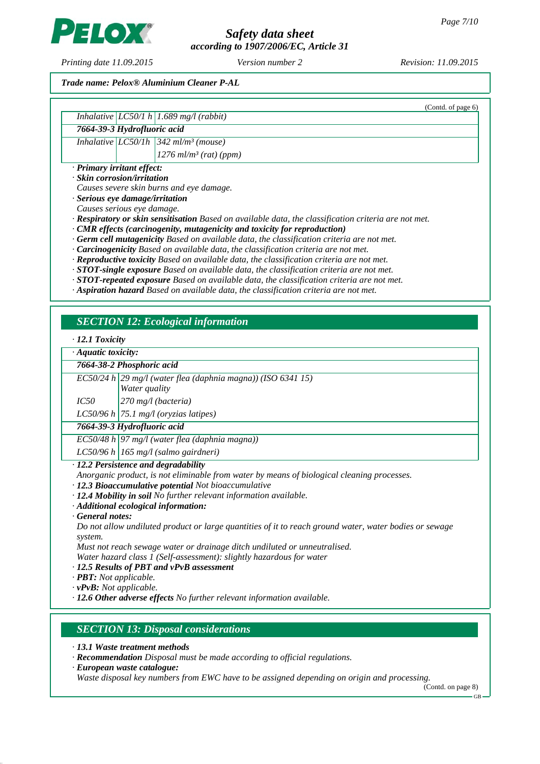*Trade name: Pelox® Aluminium Cleaner P-AL*

(Contd. of page 6)

| | | |
|---|---|---|
| Inhalative | LC50/1 h | 1.689 mg/l (rabbit) |
| **7664-39-3 Hydrofluoric acid** | | |
| Inhalative | LC50/1h | 342 ml/m³ (mouse) |
| | | 1276 ml/m³ (rat) (ppm) |

· **Primary irritant effect:**
· **Skin corrosion/irritation**
Causes severe skin burns and eye damage.
· **Serious eye damage/irritation**
Causes serious eye damage.
· **Respiratory or skin sensitisation** Based on available data, the classification criteria are not met.
· **CMR effects (carcinogenity, mutagenicity and toxicity for reproduction)**
· **Germ cell mutagenicity** Based on available data, the classification criteria are not met.
· **Carcinogenicity** Based on available data, the classification criteria are not met.
· **Reproductive toxicity** Based on available data, the classification criteria are not met.
· **STOT-single exposure** Based on available data, the classification criteria are not met.
· **STOT-repeated exposure** Based on available data, the classification criteria are not met.
· **Aspiration hazard** Based on available data, the classification criteria are not met.

## SECTION 12: Ecological information

· **12.1 Toxicity**

· **Aquatic toxicity:**

| | |
|---|---|
| **7664-38-2 Phosphoric acid** | |
| EC50/24 h | 29 mg/l (water flea (daphnia magna)) (ISO 6341 15) Water quality |
| IC50 | 270 mg/l (bacteria) |
| LC50/96 h | 75.1 mg/l (oryzias latipes) |
| **7664-39-3 Hydrofluoric acid** | |
| EC50/48 h | 97 mg/l (water flea (daphnia magna)) |
| LC50/96 h | 165 mg/l (salmo gairdneri) |

· **12.2 Persistence and degradability**
Anorganic product, is not eliminable from water by means of biological cleaning processes.
· **12.3 Bioaccumulative potential** Not bioaccumulative
· **12.4 Mobility in soil** No further relevant information available.
· **Additional ecological information:**
· **General notes:**
Do not allow undiluted product or large quantities of it to reach ground water, water bodies or sewage system.
Must not reach sewage water or drainage ditch undiluted or unneutralised.
Water hazard class 1 (Self-assessment): slightly hazardous for water
· **12.5 Results of PBT and vPvB assessment**
· **PBT:** Not applicable.
· **vPvB:** Not applicable.
· **12.6 Other adverse effects** No further relevant information available.

## SECTION 13: Disposal considerations

· **13.1 Waste treatment methods**
· **Recommendation** Disposal must be made according to official regulations.
· **European waste catalogue:**
Waste disposal key numbers from EWC have to be assigned depending on origin and processing.

(Contd. on page 8)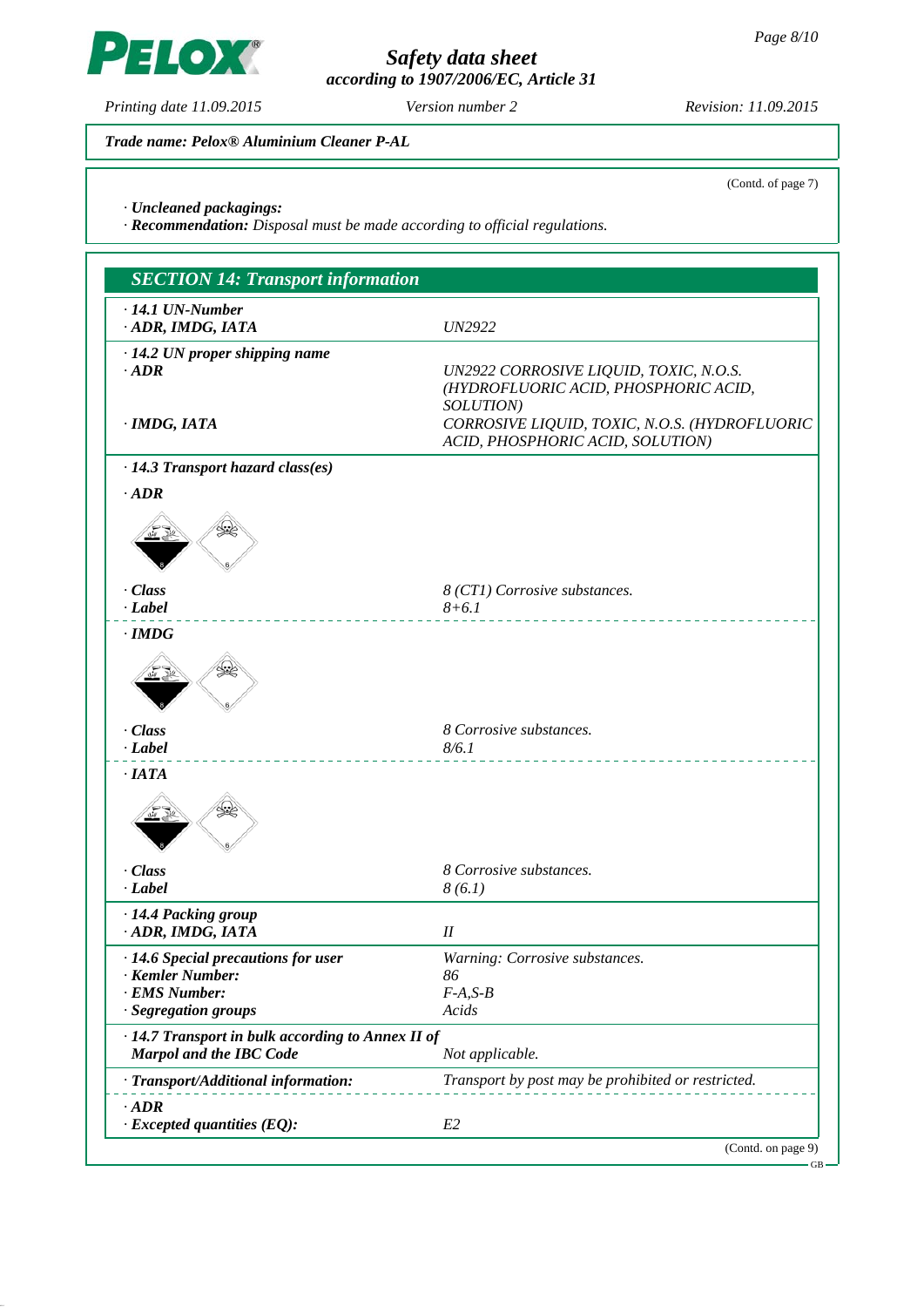*Trade name: Pelox® Aluminium Cleaner P-AL*

(Contd. of page 7)

· ***Uncleaned packagings:***
· ***Recommendation:*** *Disposal must be made according to official regulations.*

## SECTION 14: Transport information

· ***14.1 UN-Number***

| | |
|---|---|
| · **ADR, IMDG, IATA** | *UN2922* |

· ***14.2 UN proper shipping name***

| | |
|---|---|
| · **ADR** | *UN2922 CORROSIVE LIQUID, TOXIC, N.O.S. (HYDROFLUORIC ACID, PHOSPHORIC ACID, SOLUTION)* |
| · **IMDG, IATA** | *CORROSIVE LIQUID, TOXIC, N.O.S. (HYDROFLUORIC ACID, PHOSPHORIC ACID, SOLUTION)* |

· ***14.3 Transport hazard class(es)***

· ***ADR***

| | |
|---|---|
| · **Class** | *8 (CT1) Corrosive substances.* |
| · **Label** | *8+6.1* |

· ***IMDG***

| | |
|---|---|
| · **Class** | *8 Corrosive substances.* |
| · **Label** | *8/6.1* |

· ***IATA***

| | |
|---|---|
| · **Class** | *8 Corrosive substances.* |
| · **Label** | *8 (6.1)* |

· ***14.4 Packing group***

| | |
|---|---|
| · **ADR, IMDG, IATA** | *II* |

| | |
|---|---|
| · ***14.6 Special precautions for user*** | *Warning: Corrosive substances.* |
| · **Kemler Number:** | *86* |
| · **EMS Number:** | *F-A,S-B* |
| · **Segregation groups** | *Acids* |

| | |
|---|---|
| · ***14.7 Transport in bulk according to Annex II of Marpol and the IBC Code*** | *Not applicable.* |

| | |
|---|---|
| · ***Transport/Additional information:*** | *Transport by post may be prohibited or restricted.* |

· ***ADR***

| | |
|---|---|
| · **Excepted quantities (EQ):** | *E2* |

(Contd. on page 9)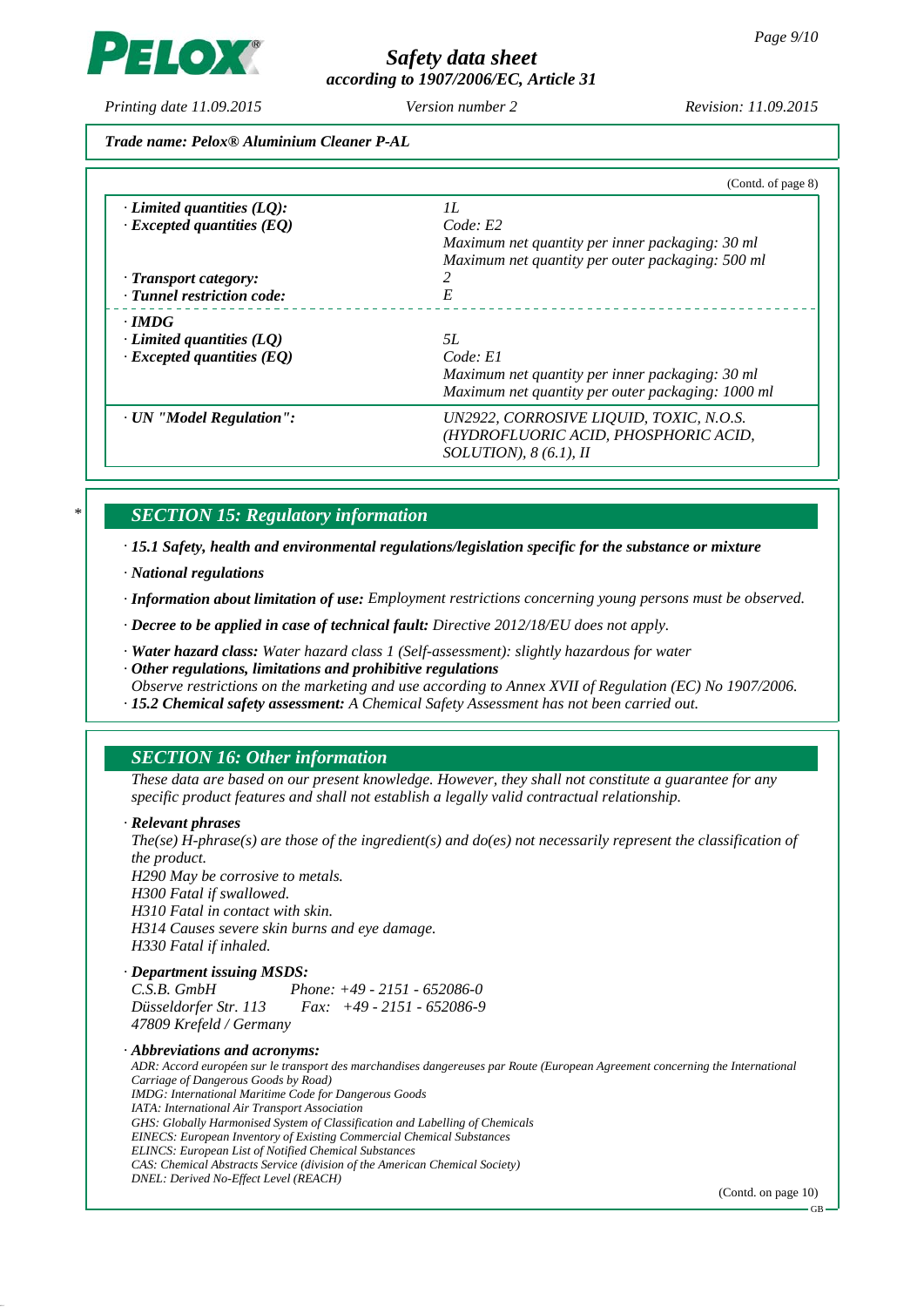*Trade name: Pelox® Aluminium Cleaner P-AL*

(Contd. of page 8)

| | |
|---|---|
| · **Limited quantities (LQ):** | 1L |
| · **Excepted quantities (EQ)** | Code: E2<br>Maximum net quantity per inner packaging: 30 ml<br>Maximum net quantity per outer packaging: 500 ml |
| · **Transport category:** | 2 |
| · **Tunnel restriction code:** | E |
| · **IMDG** | |
| · **Limited quantities (LQ)** | 5L |
| · **Excepted quantities (EQ)** | Code: E1<br>Maximum net quantity per inner packaging: 30 ml<br>Maximum net quantity per outer packaging: 1000 ml |
| · **UN "Model Regulation":** | UN2922, CORROSIVE LIQUID, TOXIC, N.O.S. (HYDROFLUORIC ACID, PHOSPHORIC ACID, SOLUTION), 8 (6.1), II |

## * SECTION 15: Regulatory information

· **15.1 Safety, health and environmental regulations/legislation specific for the substance or mixture**

· **National regulations**

· **Information about limitation of use:** Employment restrictions concerning young persons must be observed.

· **Decree to be applied in case of technical fault:** Directive 2012/18/EU does not apply.

· **Water hazard class:** Water hazard class 1 (Self-assessment): slightly hazardous for water

· **Other regulations, limitations and prohibitive regulations**
Observe restrictions on the marketing and use according to Annex XVII of Regulation (EC) No 1907/2006.

· **15.2 Chemical safety assessment:** A Chemical Safety Assessment has not been carried out.

## SECTION 16: Other information

These data are based on our present knowledge. However, they shall not constitute a guarantee for any specific product features and shall not establish a legally valid contractual relationship.

· **Relevant phrases**

The(se) H-phrase(s) are those of the ingredient(s) and do(es) not necessarily represent the classification of the product.
H290 May be corrosive to metals.
H300 Fatal if swallowed.
H310 Fatal in contact with skin.
H314 Causes severe skin burns and eye damage.
H330 Fatal if inhaled.

· **Department issuing MSDS:**

C.S.B. GmbH Phone: +49 - 2151 - 652086-0
Düsseldorfer Str. 113 Fax: +49 - 2151 - 652086-9
47809 Krefeld / Germany

· **Abbreviations and acronyms:**

ADR: Accord européen sur le transport des marchandises dangereuses par Route (European Agreement concerning the International Carriage of Dangerous Goods by Road)
IMDG: International Maritime Code for Dangerous Goods
IATA: International Air Transport Association
GHS: Globally Harmonised System of Classification and Labelling of Chemicals
EINECS: European Inventory of Existing Commercial Chemical Substances
ELINCS: European List of Notified Chemical Substances
CAS: Chemical Abstracts Service (division of the American Chemical Society)
DNEL: Derived No-Effect Level (REACH)

(Contd. on page 10)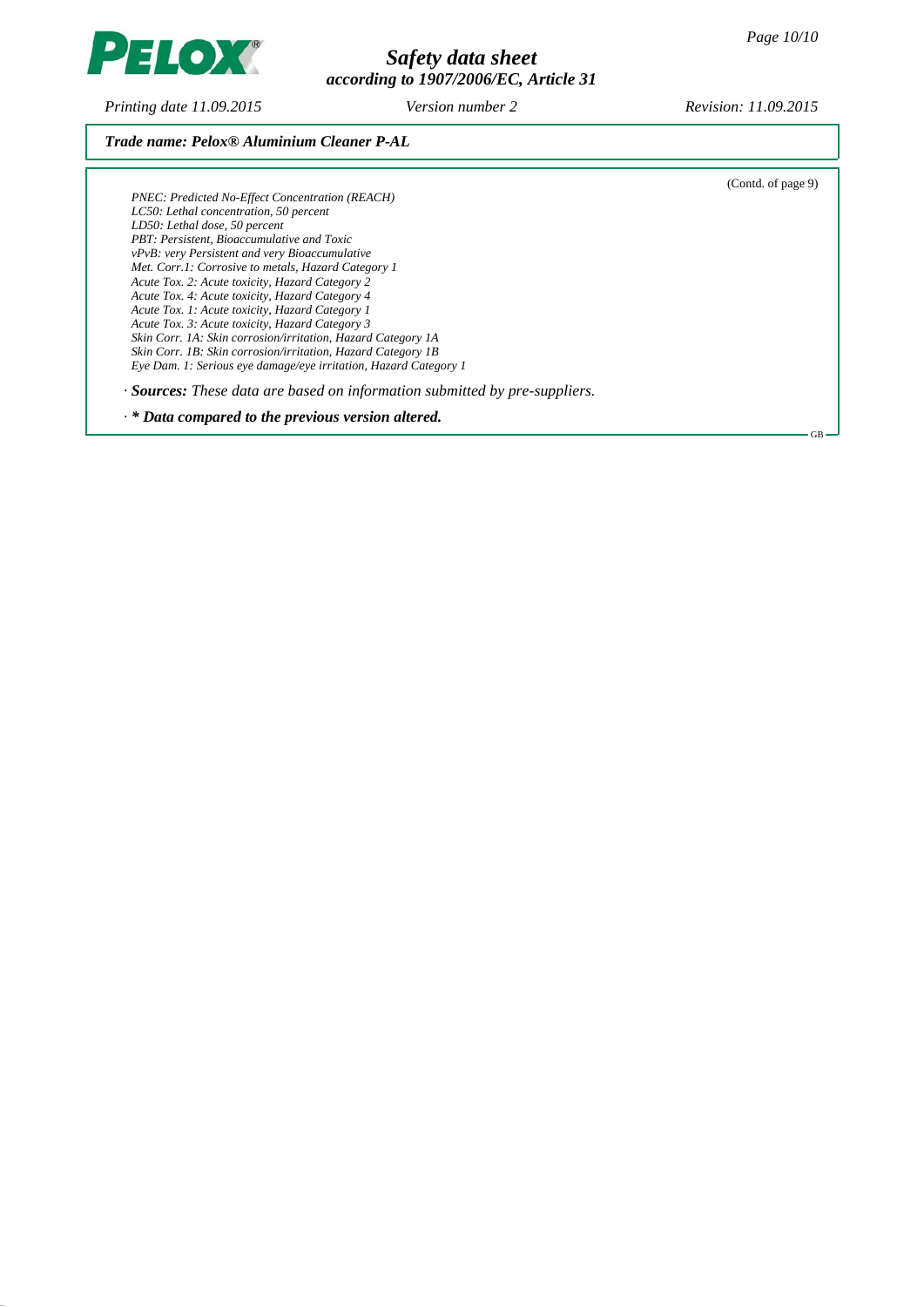(Contd. of page 9)

*PNEC: Predicted No-Effect Concentration (REACH)*
*LC50: Lethal concentration, 50 percent*
*LD50: Lethal dose, 50 percent*
*PBT: Persistent, Bioaccumulative and Toxic*
*vPvB: very Persistent and very Bioaccumulative*
*Met. Corr.1: Corrosive to metals, Hazard Category 1*
*Acute Tox. 2: Acute toxicity, Hazard Category 2*
*Acute Tox. 4: Acute toxicity, Hazard Category 4*
*Acute Tox. 1: Acute toxicity, Hazard Category 1*
*Acute Tox. 3: Acute toxicity, Hazard Category 3*
*Skin Corr. 1A: Skin corrosion/irritation, Hazard Category 1A*
*Skin Corr. 1B: Skin corrosion/irritation, Hazard Category 1B*
*Eye Dam. 1: Serious eye damage/eye irritation, Hazard Category 1*

· ***Sources:*** *These data are based on information submitted by pre-suppliers.*

· ***\* Data compared to the previous version altered.***

GB